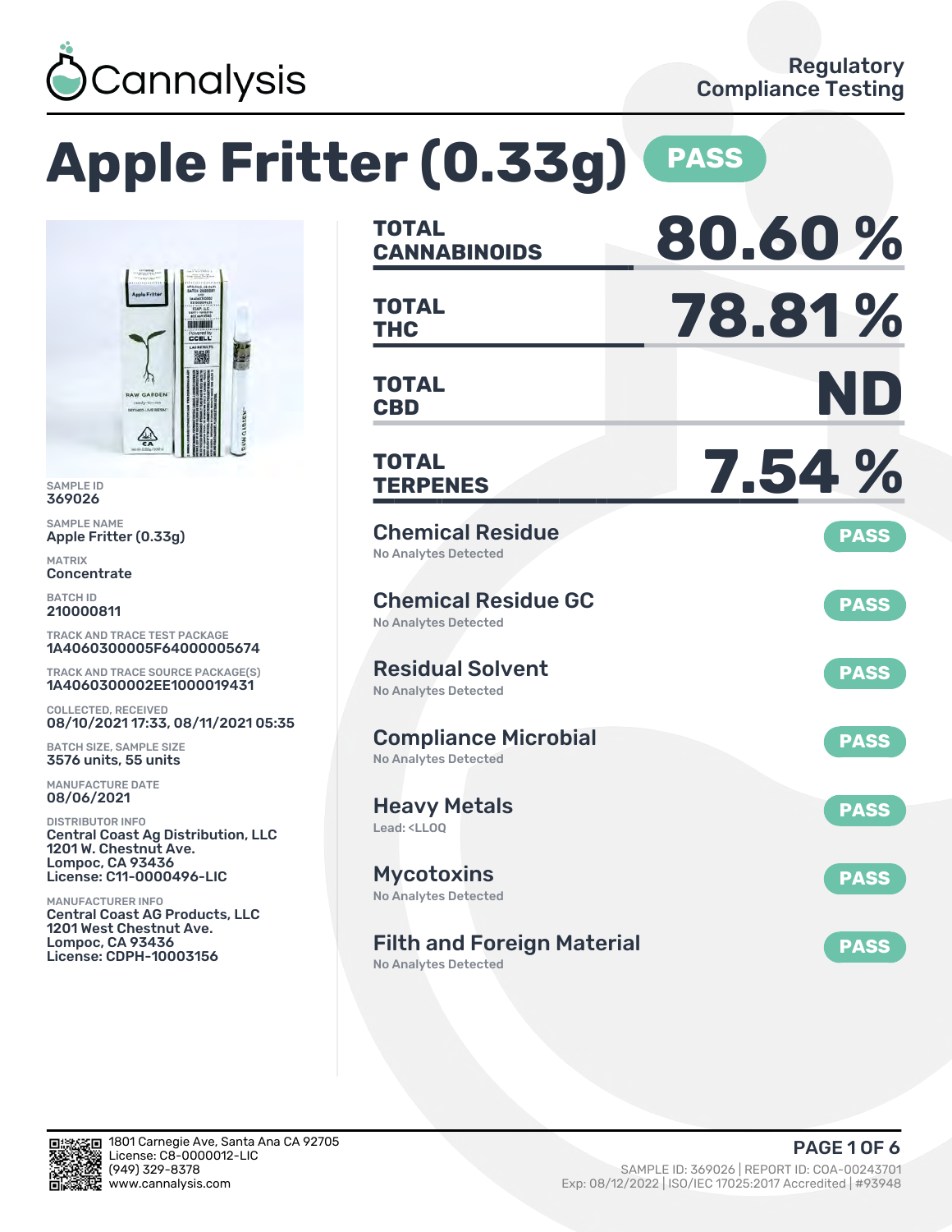Cannalysis

Regulatory Compliance Testing

# Apple Fritter (0.33g) PASS

SAMPLE ID
369026

SAMPLE NAME
Apple Fritter (0.33g)

MATRIX
Concentrate

BATCH ID
210000811

TRACK AND TRACE TEST PACKAGE
1A4060300005F64000005674

TRACK AND TRACE SOURCE PACKAGE(S)
1A4060300002EE1000019431

COLLECTED, RECEIVED
08/10/2021 17:33, 08/11/2021 05:35

BATCH SIZE, SAMPLE SIZE
3576 units, 55 units

MANUFACTURE DATE
08/06/2021

DISTRIBUTOR INFO
Central Coast Ag Distribution, LLC
1201 W. Chestnut Ave.
Lompoc, CA 93436
License: C11-0000496-LIC

MANUFACTURER INFO
Central Coast AG Products, LLC
1201 West Chestnut Ave.
Lompoc, CA 93436
License: CDPH-10003156

| | |
|---|---|
| **TOTAL CANNABINOIDS** | **80.60 %** |
| **TOTAL THC** | **78.81 %** |
| **TOTAL CBD** | **ND** |
| **TOTAL TERPENES** | **7.54 %** |

| Test | Result |
|---|---|
| **Chemical Residue** — No Analytes Detected | PASS |
| **Chemical Residue GC** — No Analytes Detected | PASS |
| **Residual Solvent** — No Analytes Detected | PASS |
| **Compliance Microbial** — No Analytes Detected | PASS |
| **Heavy Metals** — Lead: <LLOQ | PASS |
| **Mycotoxins** — No Analytes Detected | PASS |
| **Filth and Foreign Material** — No Analytes Detected | PASS |

1801 Carnegie Ave, Santa Ana CA 92705
License: C8-0000012-LIC
(949) 329-8378
www.cannalysis.com

SAMPLE ID: 369026 | REPORT ID: COA-00243701
Exp: 08/12/2022 | ISO/IEC 17025:2017 Accredited | #93948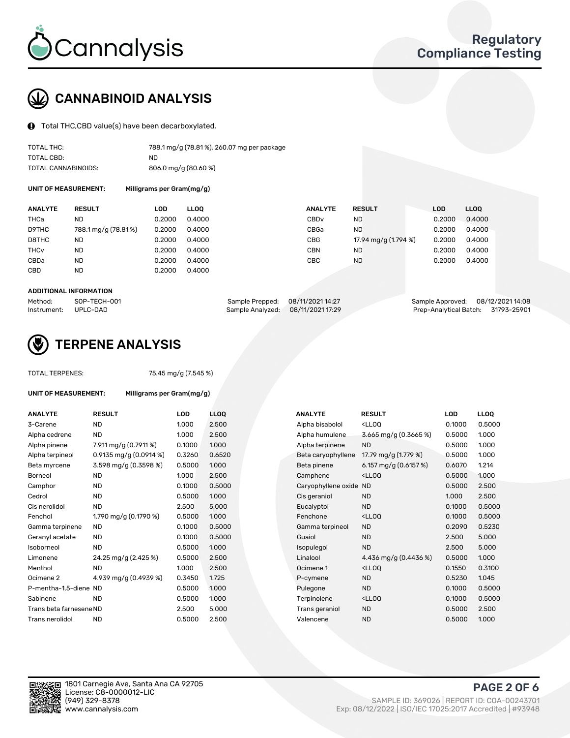# CANNABINOID ANALYSIS

Total THC,CBD value(s) have been decarboxylated.

| | |
|---|---|
| TOTAL THC: | 788.1 mg/g (78.81 %), 260.07 mg per package |
| TOTAL CBD: | ND |
| TOTAL CANNABINOIDS: | 806.0 mg/g (80.60 %) |

**UNIT OF MEASUREMENT:** Milligrams per Gram(mg/g)

| ANALYTE | RESULT | LOD | LLOQ | ANALYTE | RESULT | LOD | LLOQ |
|---|---|---|---|---|---|---|---|
| THCa | ND | 0.2000 | 0.4000 | CBDv | ND | 0.2000 | 0.4000 |
| D9THC | 788.1 mg/g (78.81 %) | 0.2000 | 0.4000 | CBGa | ND | 0.2000 | 0.4000 |
| D8THC | ND | 0.2000 | 0.4000 | CBG | 17.94 mg/g (1.794 %) | 0.2000 | 0.4000 |
| THCv | ND | 0.2000 | 0.4000 | CBN | ND | 0.2000 | 0.4000 |
| CBDa | ND | 0.2000 | 0.4000 | CBC | ND | 0.2000 | 0.4000 |
| CBD | ND | 0.2000 | 0.4000 | | | | |

**ADDITIONAL INFORMATION**

| | | | | | |
|---|---|---|---|---|---|
| Method: | SOP-TECH-001 | Sample Prepped: | 08/11/2021 14:27 | Sample Approved: | 08/12/2021 14:08 |
| Instrument: | UPLC-DAD | Sample Analyzed: | 08/11/2021 17:29 | Prep-Analytical Batch: | 31793-25901 |

# TERPENE ANALYSIS

TOTAL TERPENES: 75.45 mg/g (7.545 %)

**UNIT OF MEASUREMENT:** Milligrams per Gram(mg/g)

| ANALYTE | RESULT | LOD | LLOQ | ANALYTE | RESULT | LOD | LLOQ |
|---|---|---|---|---|---|---|---|
| 3-Carene | ND | 1.000 | 2.500 | Alpha bisabolol | <LLOQ | 0.1000 | 0.5000 |
| Alpha cedrene | ND | 1.000 | 2.500 | Alpha humulene | 3.665 mg/g (0.3665 %) | 0.5000 | 1.000 |
| Alpha pinene | 7.911 mg/g (0.7911 %) | 0.1000 | 1.000 | Alpha terpinene | ND | 0.5000 | 1.000 |
| Alpha terpineol | 0.9135 mg/g (0.0914 %) | 0.3260 | 0.6520 | Beta caryophyllene | 17.79 mg/g (1.779 %) | 0.5000 | 1.000 |
| Beta myrcene | 3.598 mg/g (0.3598 %) | 0.5000 | 1.000 | Beta pinene | 6.157 mg/g (0.6157 %) | 0.6070 | 1.214 |
| Borneol | ND | 1.000 | 2.500 | Camphene | <LLOQ | 0.5000 | 1.000 |
| Camphor | ND | 0.1000 | 0.5000 | Caryophyllene oxide | ND | 0.5000 | 2.500 |
| Cedrol | ND | 0.5000 | 1.000 | Cis geraniol | ND | 1.000 | 2.500 |
| Cis nerolidol | ND | 2.500 | 5.000 | Eucalyptol | ND | 0.1000 | 0.5000 |
| Fenchol | 1.790 mg/g (0.1790 %) | 0.5000 | 1.000 | Fenchone | <LLOQ | 0.1000 | 0.5000 |
| Gamma terpinene | ND | 0.1000 | 0.5000 | Gamma terpineol | ND | 0.2090 | 0.5230 |
| Geranyl acetate | ND | 0.1000 | 0.5000 | Guaiol | ND | 2.500 | 5.000 |
| Isoborneol | ND | 0.5000 | 1.000 | Isopulegol | ND | 2.500 | 5.000 |
| Limonene | 24.25 mg/g (2.425 %) | 0.5000 | 2.500 | Linalool | 4.436 mg/g (0.4436 %) | 0.5000 | 1.000 |
| Menthol | ND | 1.000 | 2.500 | Ocimene 1 | <LLOQ | 0.1550 | 0.3100 |
| Ocimene 2 | 4.939 mg/g (0.4939 %) | 0.3450 | 1.725 | P-cymene | ND | 0.5230 | 1.045 |
| P-mentha-1,5-diene | ND | 0.5000 | 1.000 | Pulegone | ND | 0.1000 | 0.5000 |
| Sabinene | ND | 0.5000 | 1.000 | Terpinolene | <LLOQ | 0.1000 | 0.5000 |
| Trans beta farnesene | ND | 2.500 | 5.000 | Trans geraniol | ND | 0.5000 | 2.500 |
| Trans nerolidol | ND | 0.5000 | 2.500 | Valencene | ND | 0.5000 | 1.000 |

1801 Carnegie Ave, Santa Ana CA 92705
License: C8-0000012-LIC
(949) 329-8378
www.cannalysis.com

SAMPLE ID: 369026 | REPORT ID: COA-00243701
Exp: 08/12/2022 | ISO/IEC 17025:2017 Accredited | #93948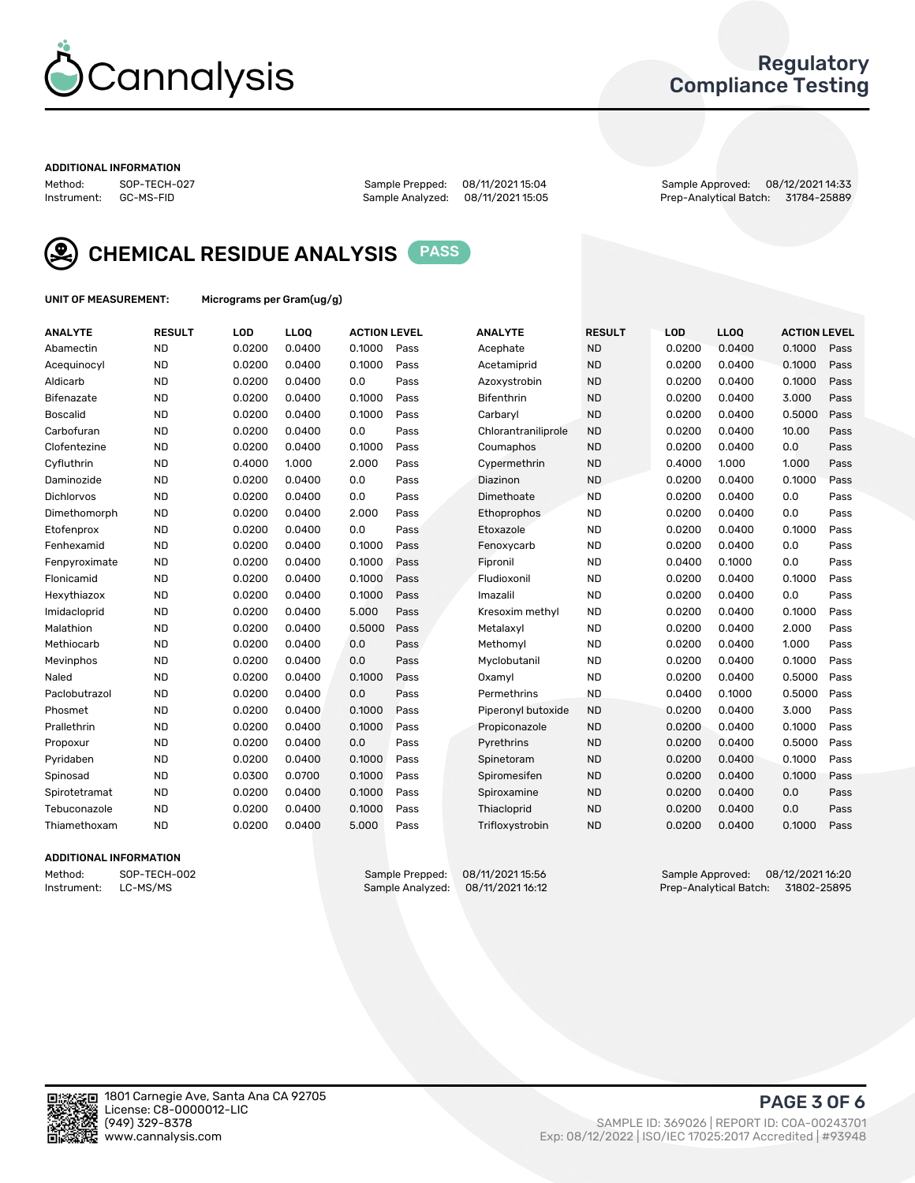# Cannalysis

## Regulatory Compliance Testing

**ADDITIONAL INFORMATION**

| | | | | | |
|---|---|---|---|---|---|
| Method: | SOP-TECH-027 | Sample Prepped: | 08/11/2021 15:04 | Sample Approved: | 08/12/2021 14:33 |
| Instrument: | GC-MS-FID | Sample Analyzed: | 08/11/2021 15:05 | Prep-Analytical Batch: | 31784-25889 |

## CHEMICAL RESIDUE ANALYSIS PASS

**UNIT OF MEASUREMENT:** Micrograms per Gram(ug/g)

| ANALYTE | RESULT | LOD | LLOQ | ACTION LEVEL | | ANALYTE | RESULT | LOD | LLOQ | ACTION LEVEL | |
|---|---|---|---|---|---|---|---|---|---|---|---|
| Abamectin | ND | 0.0200 | 0.0400 | 0.1000 | Pass | Acephate | ND | 0.0200 | 0.0400 | 0.1000 | Pass |
| Acequinocyl | ND | 0.0200 | 0.0400 | 0.1000 | Pass | Acetamiprid | ND | 0.0200 | 0.0400 | 0.1000 | Pass |
| Aldicarb | ND | 0.0200 | 0.0400 | 0.0 | Pass | Azoxystrobin | ND | 0.0200 | 0.0400 | 0.1000 | Pass |
| Bifenazate | ND | 0.0200 | 0.0400 | 0.1000 | Pass | Bifenthrin | ND | 0.0200 | 0.0400 | 3.000 | Pass |
| Boscalid | ND | 0.0200 | 0.0400 | 0.1000 | Pass | Carbaryl | ND | 0.0200 | 0.0400 | 0.5000 | Pass |
| Carbofuran | ND | 0.0200 | 0.0400 | 0.0 | Pass | Chlorantraniliprole | ND | 0.0200 | 0.0400 | 10.00 | Pass |
| Clofentezine | ND | 0.0200 | 0.0400 | 0.1000 | Pass | Coumaphos | ND | 0.0200 | 0.0400 | 0.0 | Pass |
| Cyfluthrin | ND | 0.4000 | 1.000 | 2.000 | Pass | Cypermethrin | ND | 0.4000 | 1.000 | 1.000 | Pass |
| Daminozide | ND | 0.0200 | 0.0400 | 0.0 | Pass | Diazinon | ND | 0.0200 | 0.0400 | 0.1000 | Pass |
| Dichlorvos | ND | 0.0200 | 0.0400 | 0.0 | Pass | Dimethoate | ND | 0.0200 | 0.0400 | 0.0 | Pass |
| Dimethomorph | ND | 0.0200 | 0.0400 | 2.000 | Pass | Ethoprophos | ND | 0.0200 | 0.0400 | 0.0 | Pass |
| Etofenprox | ND | 0.0200 | 0.0400 | 0.0 | Pass | Etoxazole | ND | 0.0200 | 0.0400 | 0.1000 | Pass |
| Fenhexamid | ND | 0.0200 | 0.0400 | 0.1000 | Pass | Fenoxycarb | ND | 0.0200 | 0.0400 | 0.0 | Pass |
| Fenpyroximate | ND | 0.0200 | 0.0400 | 0.1000 | Pass | Fipronil | ND | 0.0400 | 0.1000 | 0.0 | Pass |
| Flonicamid | ND | 0.0200 | 0.0400 | 0.1000 | Pass | Fludioxonil | ND | 0.0200 | 0.0400 | 0.1000 | Pass |
| Hexythiazox | ND | 0.0200 | 0.0400 | 0.1000 | Pass | Imazalil | ND | 0.0200 | 0.0400 | 0.0 | Pass |
| Imidacloprid | ND | 0.0200 | 0.0400 | 5.000 | Pass | Kresoxim methyl | ND | 0.0200 | 0.0400 | 0.1000 | Pass |
| Malathion | ND | 0.0200 | 0.0400 | 0.5000 | Pass | Metalaxyl | ND | 0.0200 | 0.0400 | 2.000 | Pass |
| Methiocarb | ND | 0.0200 | 0.0400 | 0.0 | Pass | Methomyl | ND | 0.0200 | 0.0400 | 1.000 | Pass |
| Mevinphos | ND | 0.0200 | 0.0400 | 0.0 | Pass | Myclobutanil | ND | 0.0200 | 0.0400 | 0.1000 | Pass |
| Naled | ND | 0.0200 | 0.0400 | 0.1000 | Pass | Oxamyl | ND | 0.0200 | 0.0400 | 0.5000 | Pass |
| Paclobutrazol | ND | 0.0200 | 0.0400 | 0.0 | Pass | Permethrins | ND | 0.0400 | 0.1000 | 0.5000 | Pass |
| Phosmet | ND | 0.0200 | 0.0400 | 0.1000 | Pass | Piperonyl butoxide | ND | 0.0200 | 0.0400 | 3.000 | Pass |
| Prallethrin | ND | 0.0200 | 0.0400 | 0.1000 | Pass | Propiconazole | ND | 0.0200 | 0.0400 | 0.1000 | Pass |
| Propoxur | ND | 0.0200 | 0.0400 | 0.0 | Pass | Pyrethrins | ND | 0.0200 | 0.0400 | 0.5000 | Pass |
| Pyridaben | ND | 0.0200 | 0.0400 | 0.1000 | Pass | Spinetoram | ND | 0.0200 | 0.0400 | 0.1000 | Pass |
| Spinosad | ND | 0.0300 | 0.0700 | 0.1000 | Pass | Spiromesifen | ND | 0.0200 | 0.0400 | 0.1000 | Pass |
| Spirotetramat | ND | 0.0200 | 0.0400 | 0.1000 | Pass | Spiroxamine | ND | 0.0200 | 0.0400 | 0.0 | Pass |
| Tebuconazole | ND | 0.0200 | 0.0400 | 0.1000 | Pass | Thiacloprid | ND | 0.0200 | 0.0400 | 0.0 | Pass |
| Thiamethoxam | ND | 0.0200 | 0.0400 | 5.000 | Pass | Trifloxystrobin | ND | 0.0200 | 0.0400 | 0.1000 | Pass |

**ADDITIONAL INFORMATION**

| | | | | | |
|---|---|---|---|---|---|
| Method: | SOP-TECH-002 | Sample Prepped: | 08/11/2021 15:56 | Sample Approved: | 08/12/2021 16:20 |
| Instrument: | LC-MS/MS | Sample Analyzed: | 08/11/2021 16:12 | Prep-Analytical Batch: | 31802-25895 |

1801 Carnegie Ave, Santa Ana CA 92705
License: C8-0000012-LIC
(949) 329-8378
www.cannalysis.com

SAMPLE ID: 369026 | REPORT ID: COA-00243701
Exp: 08/12/2022 | ISO/IEC 17025:2017 Accredited | #93948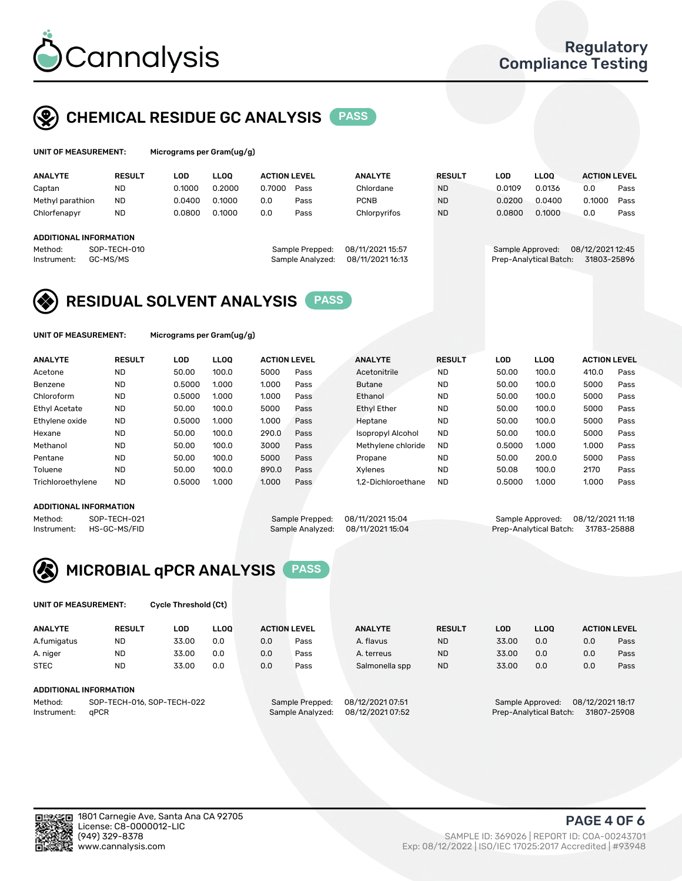# Cannalysis

Regulatory Compliance Testing

## CHEMICAL RESIDUE GC ANALYSIS PASS

**UNIT OF MEASUREMENT:** Micrograms per Gram(ug/g)

| ANALYTE | RESULT | LOD | LLOQ | ACTION LEVEL | | ANALYTE | RESULT | LOD | LLOQ | ACTION LEVEL | |
|---|---|---|---|---|---|---|---|---|---|---|---|
| Captan | ND | 0.1000 | 0.2000 | 0.7000 | Pass | Chlordane | ND | 0.0109 | 0.0136 | 0.0 | Pass |
| Methyl parathion | ND | 0.0400 | 0.1000 | 0.0 | Pass | PCNB | ND | 0.0200 | 0.0400 | 0.1000 | Pass |
| Chlorfenapyr | ND | 0.0800 | 0.1000 | 0.0 | Pass | Chlorpyrifos | ND | 0.0800 | 0.1000 | 0.0 | Pass |

**ADDITIONAL INFORMATION**

Method: SOP-TECH-010
Instrument: GC-MS/MS
Sample Prepped: 08/11/2021 15:57
Sample Analyzed: 08/11/2021 16:13
Sample Approved: 08/12/2021 12:45
Prep-Analytical Batch: 31803-25896

## RESIDUAL SOLVENT ANALYSIS PASS

**UNIT OF MEASUREMENT:** Micrograms per Gram(ug/g)

| ANALYTE | RESULT | LOD | LLOQ | ACTION LEVEL | | ANALYTE | RESULT | LOD | LLOQ | ACTION LEVEL | |
|---|---|---|---|---|---|---|---|---|---|---|---|
| Acetone | ND | 50.00 | 100.0 | 5000 | Pass | Acetonitrile | ND | 50.00 | 100.0 | 410.0 | Pass |
| Benzene | ND | 0.5000 | 1.000 | 1.000 | Pass | Butane | ND | 50.00 | 100.0 | 5000 | Pass |
| Chloroform | ND | 0.5000 | 1.000 | 1.000 | Pass | Ethanol | ND | 50.00 | 100.0 | 5000 | Pass |
| Ethyl Acetate | ND | 50.00 | 100.0 | 5000 | Pass | Ethyl Ether | ND | 50.00 | 100.0 | 5000 | Pass |
| Ethylene oxide | ND | 0.5000 | 1.000 | 1.000 | Pass | Heptane | ND | 50.00 | 100.0 | 5000 | Pass |
| Hexane | ND | 50.00 | 100.0 | 290.0 | Pass | Isopropyl Alcohol | ND | 50.00 | 100.0 | 5000 | Pass |
| Methanol | ND | 50.00 | 100.0 | 3000 | Pass | Methylene chloride | ND | 0.5000 | 1.000 | 1.000 | Pass |
| Pentane | ND | 50.00 | 100.0 | 5000 | Pass | Propane | ND | 50.00 | 200.0 | 5000 | Pass |
| Toluene | ND | 50.00 | 100.0 | 890.0 | Pass | Xylenes | ND | 50.08 | 100.0 | 2170 | Pass |
| Trichloroethylene | ND | 0.5000 | 1.000 | 1.000 | Pass | 1,2-Dichloroethane | ND | 0.5000 | 1.000 | 1.000 | Pass |

**ADDITIONAL INFORMATION**

Method: SOP-TECH-021
Instrument: HS-GC-MS/FID
Sample Prepped: 08/11/2021 15:04
Sample Analyzed: 08/11/2021 15:04
Sample Approved: 08/12/2021 11:18
Prep-Analytical Batch: 31783-25888

## MICROBIAL qPCR ANALYSIS PASS

**UNIT OF MEASUREMENT:** Cycle Threshold (Ct)

| ANALYTE | RESULT | LOD | LLOQ | ACTION LEVEL | | ANALYTE | RESULT | LOD | LLOQ | ACTION LEVEL | |
|---|---|---|---|---|---|---|---|---|---|---|---|
| A.fumigatus | ND | 33.00 | 0.0 | 0.0 | Pass | A. flavus | ND | 33.00 | 0.0 | 0.0 | Pass |
| A. niger | ND | 33.00 | 0.0 | 0.0 | Pass | A. terreus | ND | 33.00 | 0.0 | 0.0 | Pass |
| STEC | ND | 33.00 | 0.0 | 0.0 | Pass | Salmonella spp | ND | 33.00 | 0.0 | 0.0 | Pass |

**ADDITIONAL INFORMATION**

Method: SOP-TECH-016, SOP-TECH-022
Instrument: qPCR
Sample Prepped: 08/12/2021 07:51
Sample Analyzed: 08/12/2021 07:52
Sample Approved: 08/12/2021 18:17
Prep-Analytical Batch: 31807-25908

1801 Carnegie Ave, Santa Ana CA 92705
License: C8-0000012-LIC
(949) 329-8378
www.cannalysis.com

SAMPLE ID: 369026 | REPORT ID: COA-00243701
Exp: 08/12/2022 | ISO/IEC 17025:2017 Accredited | #93948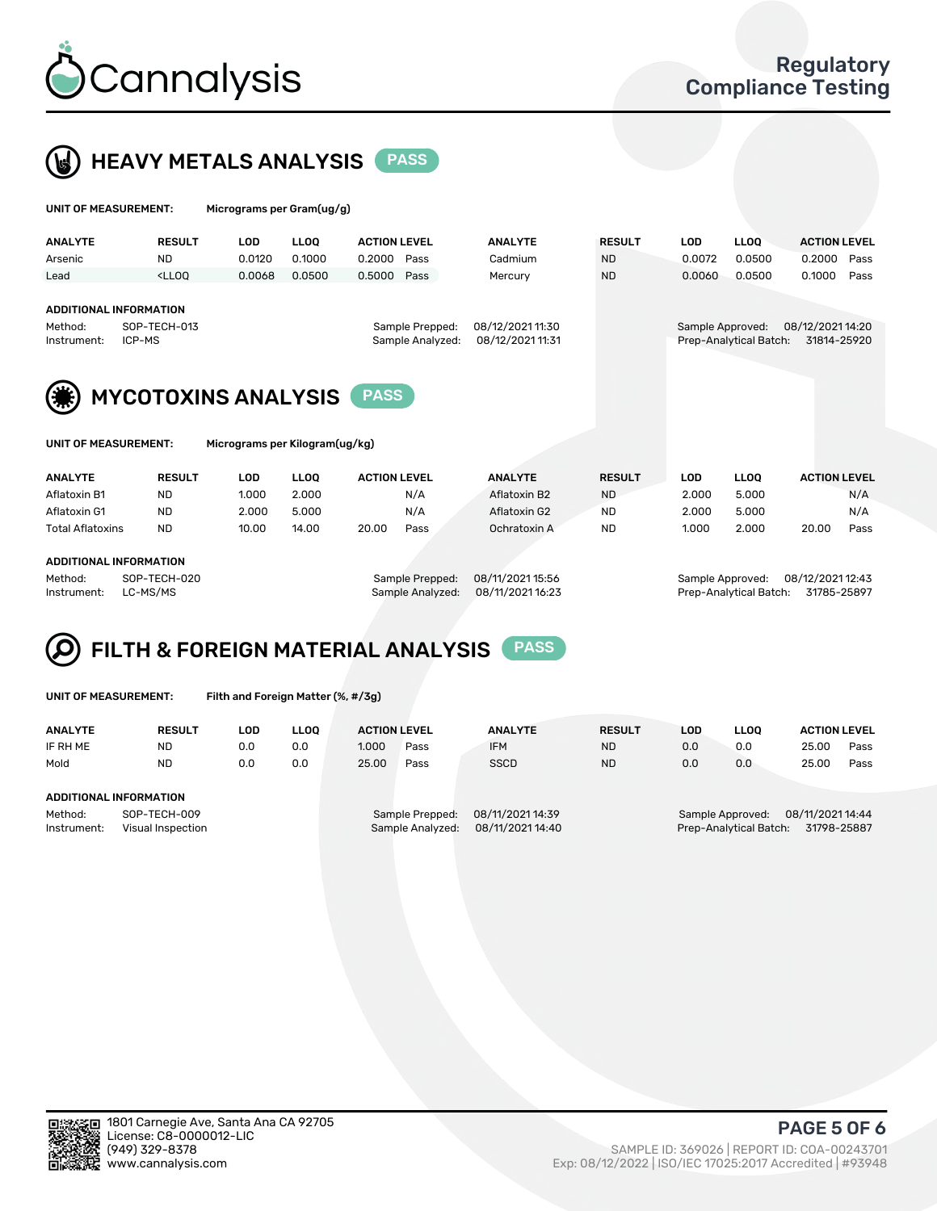# Cannalysis

## Regulatory Compliance Testing

## HEAVY METALS ANALYSIS PASS

**UNIT OF MEASUREMENT:** Micrograms per Gram(ug/g)

| ANALYTE | RESULT | LOD | LLOQ | ACTION LEVEL | | ANALYTE | RESULT | LOD | LLOQ | ACTION LEVEL | |
|---|---|---|---|---|---|---|---|---|---|---|---|
| Arsenic | ND | 0.0120 | 0.1000 | 0.2000 | Pass | Cadmium | ND | 0.0072 | 0.0500 | 0.2000 | Pass |
| Lead | <LLOQ | 0.0068 | 0.0500 | 0.5000 | Pass | Mercury | ND | 0.0060 | 0.0500 | 0.1000 | Pass |

**ADDITIONAL INFORMATION**

Method: SOP-TECH-013
Instrument: ICP-MS
Sample Prepped: 08/12/2021 11:30
Sample Analyzed: 08/12/2021 11:31
Sample Approved: 08/12/2021 14:20
Prep-Analytical Batch: 31814-25920

## MYCOTOXINS ANALYSIS PASS

**UNIT OF MEASUREMENT:** Micrograms per Kilogram(ug/kg)

| ANALYTE | RESULT | LOD | LLOQ | ACTION LEVEL | | ANALYTE | RESULT | LOD | LLOQ | ACTION LEVEL | |
|---|---|---|---|---|---|---|---|---|---|---|---|
| Aflatoxin B1 | ND | 1.000 | 2.000 | | N/A | Aflatoxin B2 | ND | 2.000 | 5.000 | | N/A |
| Aflatoxin G1 | ND | 2.000 | 5.000 | | N/A | Aflatoxin G2 | ND | 2.000 | 5.000 | | N/A |
| Total Aflatoxins | ND | 10.00 | 14.00 | 20.00 | Pass | Ochratoxin A | ND | 1.000 | 2.000 | 20.00 | Pass |

**ADDITIONAL INFORMATION**

Method: SOP-TECH-020
Instrument: LC-MS/MS
Sample Prepped: 08/11/2021 15:56
Sample Analyzed: 08/11/2021 16:23
Sample Approved: 08/12/2021 12:43
Prep-Analytical Batch: 31785-25897

## FILTH & FOREIGN MATERIAL ANALYSIS PASS

**UNIT OF MEASUREMENT:** Filth and Foreign Matter (%, #/3g)

| ANALYTE | RESULT | LOD | LLOQ | ACTION LEVEL | | ANALYTE | RESULT | LOD | LLOQ | ACTION LEVEL | |
|---|---|---|---|---|---|---|---|---|---|---|---|
| IF RH ME | ND | 0.0 | 0.0 | 1.000 | Pass | IFM | ND | 0.0 | 0.0 | 25.00 | Pass |
| Mold | ND | 0.0 | 0.0 | 25.00 | Pass | SSCD | ND | 0.0 | 0.0 | 25.00 | Pass |

**ADDITIONAL INFORMATION**

Method: SOP-TECH-009
Instrument: Visual Inspection
Sample Prepped: 08/11/2021 14:39
Sample Analyzed: 08/11/2021 14:40
Sample Approved: 08/11/2021 14:44
Prep-Analytical Batch: 31798-25887

1801 Carnegie Ave, Santa Ana CA 92705
License: C8-0000012-LIC
(949) 329-8378
www.cannalysis.com

SAMPLE ID: 369026 | REPORT ID: COA-00243701
Exp: 08/12/2022 | ISO/IEC 17025:2017 Accredited | #93948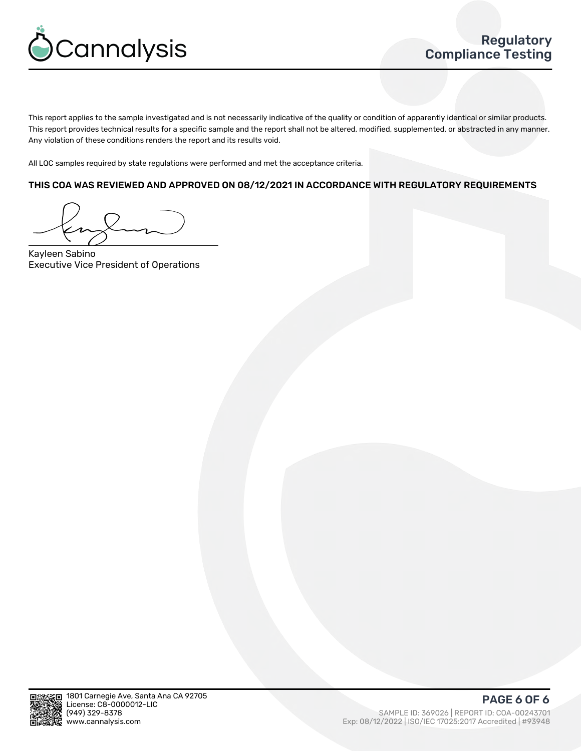This report applies to the sample investigated and is not necessarily indicative of the quality or condition of apparently identical or similar products. This report provides technical results for a specific sample and the report shall not be altered, modified, supplemented, or abstracted in any manner. Any violation of these conditions renders the report and its results void.

All LQC samples required by state regulations were performed and met the acceptance criteria.

**THIS COA WAS REVIEWED AND APPROVED ON 08/12/2021 IN ACCORDANCE WITH REGULATORY REQUIREMENTS**

Kayleen Sabino
Executive Vice President of Operations

1801 Carnegie Ave, Santa Ana CA 92705
License: C8-0000012-LIC
(949) 329-8378
www.cannalysis.com

SAMPLE ID: 369026 | REPORT ID: COA-00243701
Exp: 08/12/2022 | ISO/IEC 17025:2017 Accredited | #93948